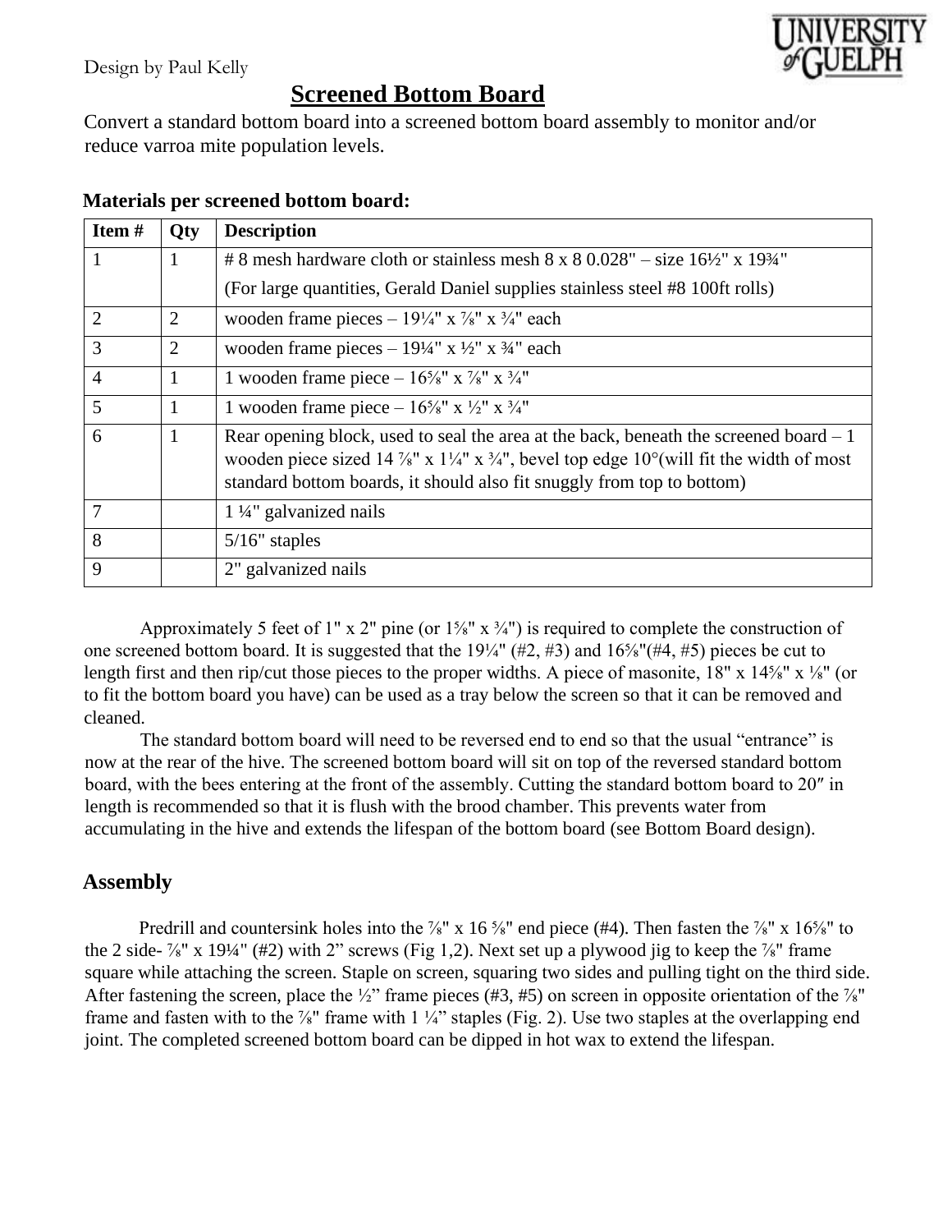Design by Paul Kelly

# Screened Bottom Board

Convert a standard bottom board into a screened bottom board assembly to monitor and/or reduce varroa mite population levels.

**Materials per screened bottom board:**

| Item # | Qty | Description |
|---|---|---|
| 1 | 1 | # 8 mesh hardware cloth or stainless mesh 8 x 8 0.028" – size 16½" x 19¾" (For large quantities, Gerald Daniel supplies stainless steel #8 100ft rolls) |
| 2 | 2 | wooden frame pieces – 19¼" x ⅞" x ¾" each |
| 3 | 2 | wooden frame pieces – 19¼" x ½" x ¾" each |
| 4 | 1 | 1 wooden frame piece – 16⅝" x ⅞" x ¾" |
| 5 | 1 | 1 wooden frame piece – 16⅝" x ½" x ¾" |
| 6 | 1 | Rear opening block, used to seal the area at the back, beneath the screened board – 1 wooden piece sized 14 ⅞" x 1¼" x ¾", bevel top edge 10°(will fit the width of most standard bottom boards, it should also fit snuggly from top to bottom) |
| 7 | | 1 ¼" galvanized nails |
| 8 | | 5/16" staples |
| 9 | | 2" galvanized nails |

Approximately 5 feet of 1" x 2" pine (or 1⅝" x ¾") is required to complete the construction of one screened bottom board. It is suggested that the 19¼" (#2, #3) and 16⅝"(#4, #5) pieces be cut to length first and then rip/cut those pieces to the proper widths. A piece of masonite, 18" x 14⅝" x ⅛" (or to fit the bottom board you have) can be used as a tray below the screen so that it can be removed and cleaned.

The standard bottom board will need to be reversed end to end so that the usual "entrance" is now at the rear of the hive. The screened bottom board will sit on top of the reversed standard bottom board, with the bees entering at the front of the assembly. Cutting the standard bottom board to 20″ in length is recommended so that it is flush with the brood chamber. This prevents water from accumulating in the hive and extends the lifespan of the bottom board (see Bottom Board design).

## Assembly

Predrill and countersink holes into the ⅞" x 16 ⅝" end piece (#4). Then fasten the ⅞" x 16⅝" to the 2 side- ⅞" x 19¼" (#2) with 2" screws (Fig 1,2). Next set up a plywood jig to keep the ⅞" frame square while attaching the screen. Staple on screen, squaring two sides and pulling tight on the third side. After fastening the screen, place the ½" frame pieces (#3, #5) on screen in opposite orientation of the ⅞" frame and fasten with to the ⅞" frame with 1 ¼" staples (Fig. 2). Use two staples at the overlapping end joint. The completed screened bottom board can be dipped in hot wax to extend the lifespan.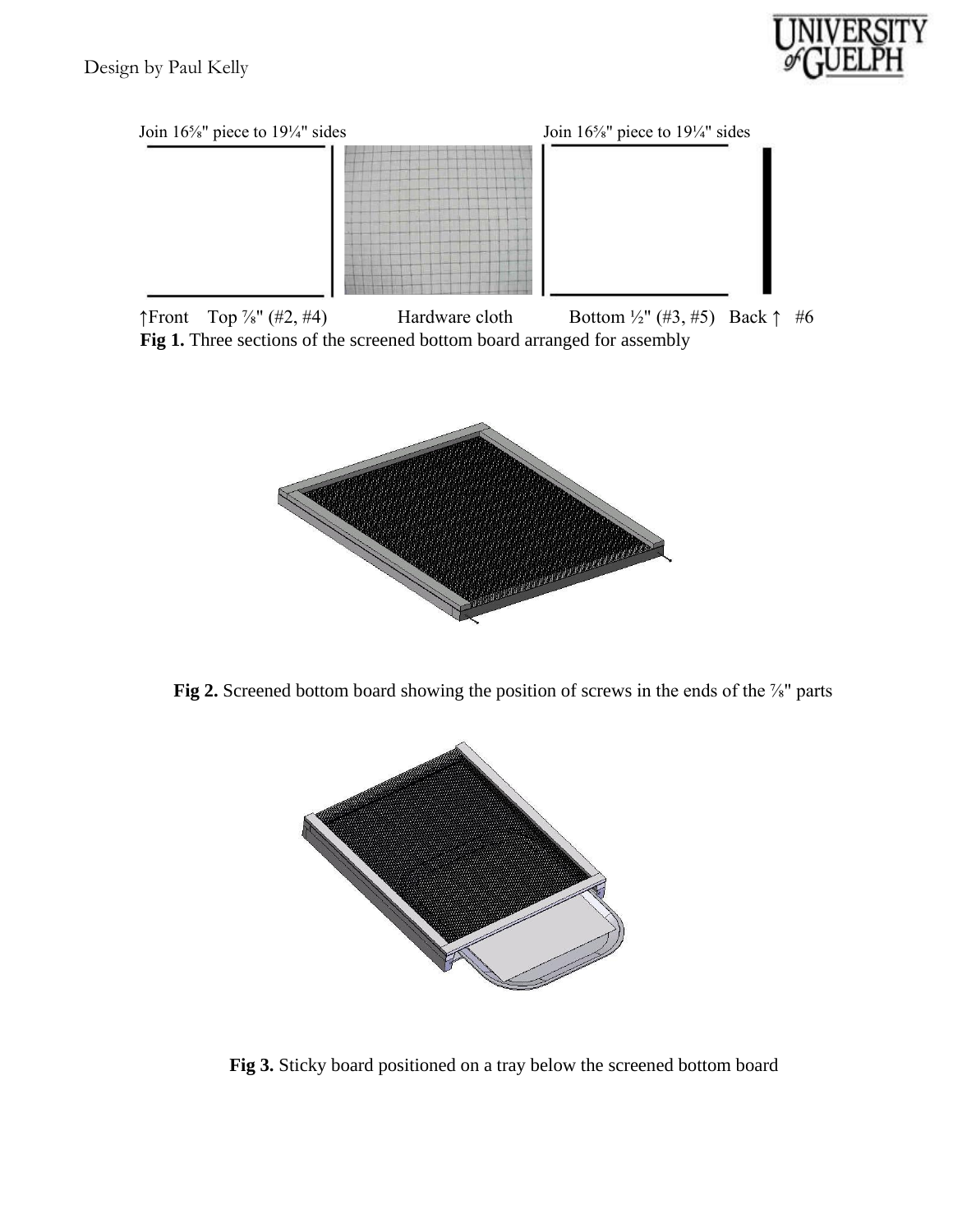Join 16⅝" piece to 19¼" sides

Join 16⅝" piece to 19¼" sides

↑Front Top ⅞" (#2, #4) Hardware cloth Bottom ½" (#3, #5) Back ↑ #6

**Fig 1.** Three sections of the screened bottom board arranged for assembly

**Fig 2.** Screened bottom board showing the position of screws in the ends of the ⅞" parts

**Fig 3.** Sticky board positioned on a tray below the screened bottom board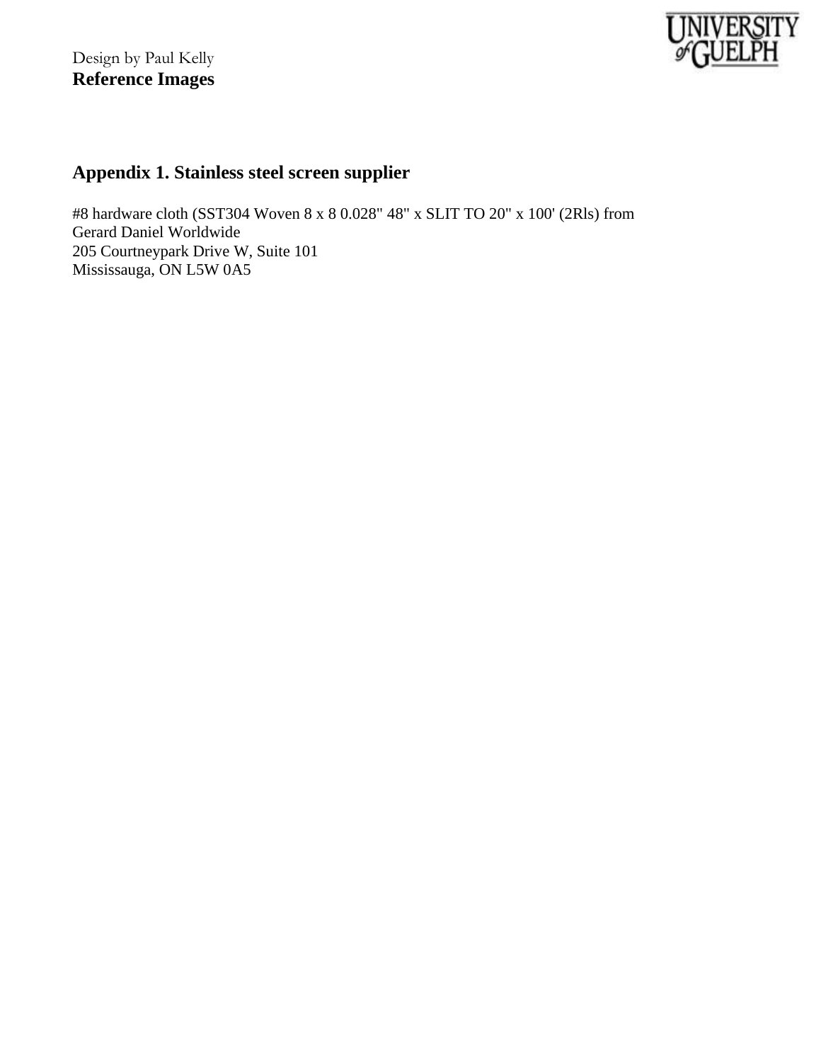Design by Paul Kelly
**Reference Images**

## Appendix 1. Stainless steel screen supplier

#8 hardware cloth (SST304 Woven 8 x 8 0.028" 48" x SLIT TO 20" x 100' (2Rls) from
Gerard Daniel Worldwide
205 Courtneypark Drive W, Suite 101
Mississauga, ON L5W 0A5